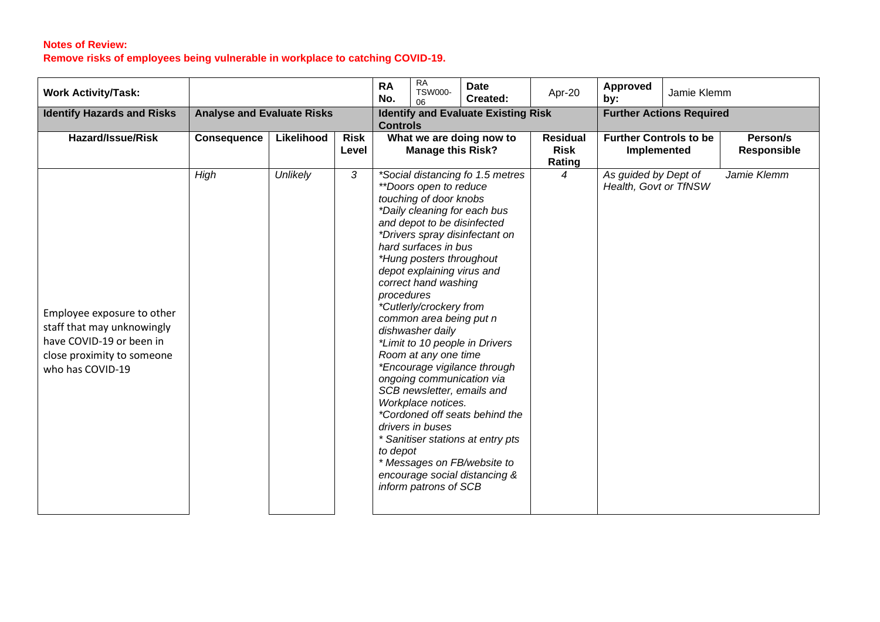**Notes of Review:**
**Remove risks of employees being vulnerable in workplace to catching COVID-19.**

| **Work Activity/Task:** | | | | **RA No.** | RA TSW000-06 | **Date Created:** | Apr-20 | **Approved by:** | Jamie Klemm |
|---|---|---|---|---|---|---|---|---|---|
| **Identify Hazards and Risks** | **Analyse and Evaluate Risks** | | | **Identify and Evaluate Existing Risk Controls** | | | | **Further Actions Required** | |
| **Hazard/Issue/Risk** | **Consequence** | **Likelihood** | **Risk Level** | **What we are doing now to Manage this Risk?** | | | **Residual Risk Rating** | **Further Controls to be Implemented** | **Person/s Responsible** |
| Employee exposure to other staff that may unknowingly have COVID-19 or been in close proximity to someone who has COVID-19 | *High* | *Unlikely* | *3* | **Social distancing fo 1.5 metres*<br>***Doors open to reduce touching of door knobs*<br>**Daily cleaning for each bus and depot to be disinfected*<br>**Drivers spray disinfectant on hard surfaces in bus*<br>**Hung posters throughout depot explaining virus and correct hand washing procedures*<br>**Cutlerly/crockery from common area being put n dishwasher daily*<br>**Limit to 10 people in Drivers Room at any one time*<br>**Encourage vigilance through ongoing communication via SCB newsletter, emails and Workplace notices.*<br>**Cordoned off seats behind the drivers in buses*<br>** Sanitiser stations at entry pts to depot*<br>** Messages on FB/website to encourage social distancing & inform patrons of SCB* | | | *4* | *As guided by Dept of Health, Govt or TfNSW* | *Jamie Klemm* |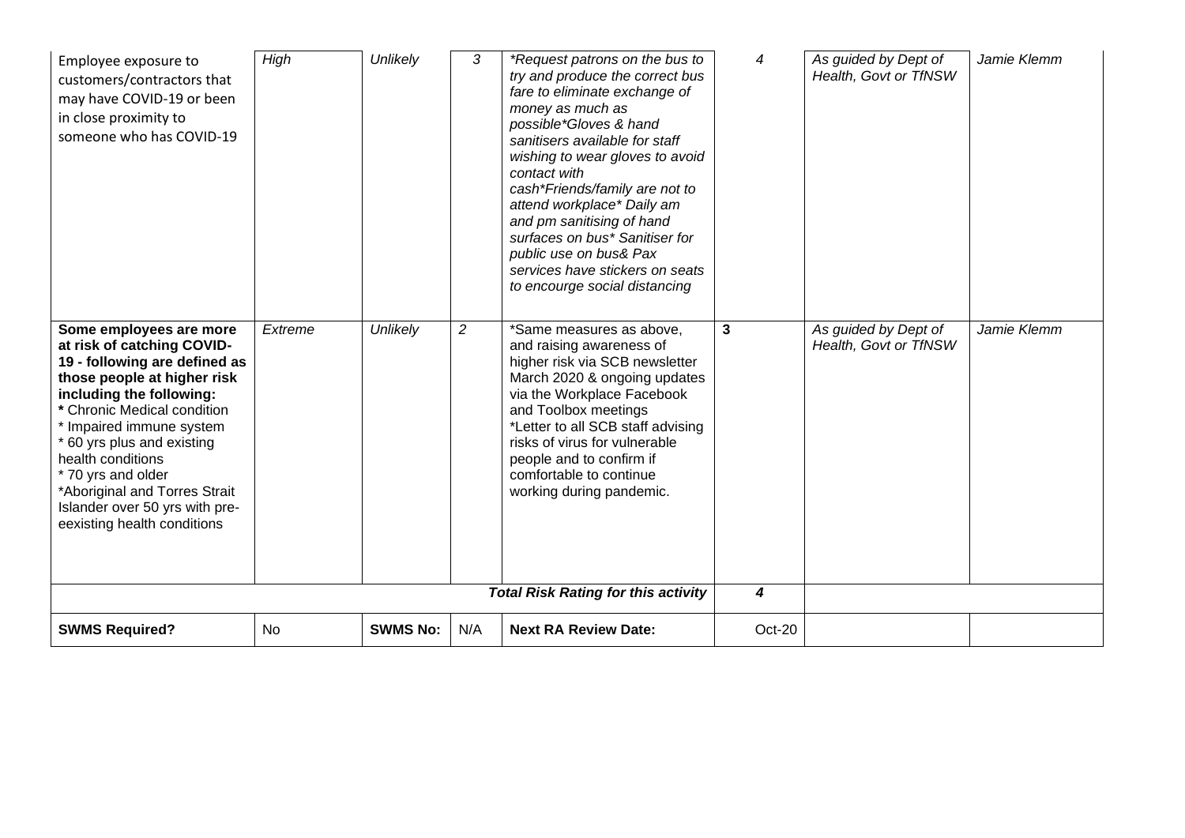| | | | | | | | |
|---|---|---|---|---|---|---|---|
| Employee exposure to customers/contractors that may have COVID-19 or been in close proximity to someone who has COVID-19 | *High* | *Unlikely* | *3* | *\*Request patrons on the bus to try and produce the correct bus fare to eliminate exchange of money as much as possible\*Gloves & hand sanitisers available for staff wishing to wear gloves to avoid contact with cash\*Friends/family are not to attend workplace\* Daily am and pm sanitising of hand surfaces on bus\* Sanitiser for public use on bus& Pax services have stickers on seats to encourge social distancing* | *4* | *As guided by Dept of Health, Govt or TfNSW* | *Jamie Klemm* |
| **Some employees are more at risk of catching COVID-19 - following are defined as those people at higher risk including the following:** **\*** Chronic Medical condition \* Impaired immune system \* 60 yrs plus and existing health conditions \* 70 yrs and older \*Aboriginal and Torres Strait Islander over 50 yrs with pre-eexisting health conditions | *Extreme* | *Unlikely* | *2* | \*Same measures as above, and raising awareness of higher risk via SCB newsletter March 2020 & ongoing updates via the Workplace Facebook and Toolbox meetings \*Letter to all SCB staff advising risks of virus for vulnerable people and to confirm if comfortable to continue working during pandemic. | **3** | *As guided by Dept of Health, Govt or TfNSW* | *Jamie Klemm* |
| | | | | ***Total Risk Rating for this activity*** | ***4*** | | |
| **SWMS Required?** | No | **SWMS No:** | N/A | **Next RA Review Date:** | Oct-20 | | |